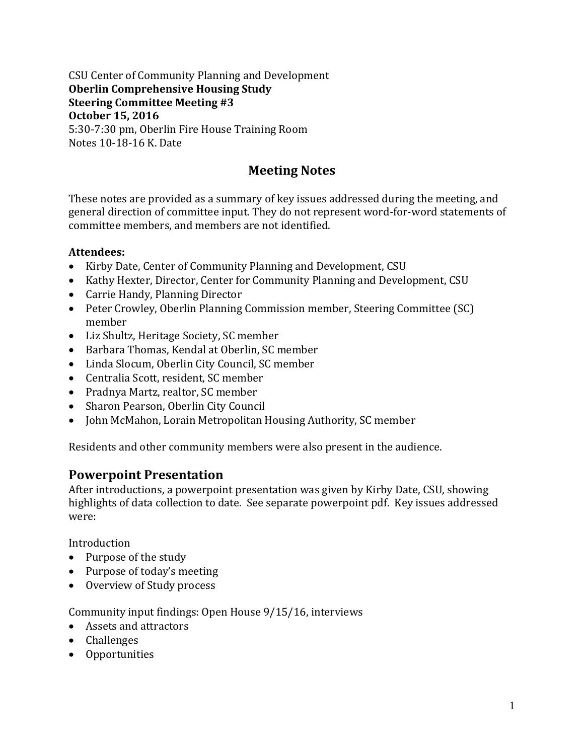CSU Center of Community Planning and Development
**Oberlin Comprehensive Housing Study**
**Steering Committee Meeting #3**
**October 15, 2016**
5:30-7:30 pm, Oberlin Fire House Training Room
Notes 10-18-16 K. Date

## Meeting Notes

These notes are provided as a summary of key issues addressed during the meeting, and general direction of committee input. They do not represent word-for-word statements of committee members, and members are not identified.

**Attendees:**

- Kirby Date, Center of Community Planning and Development, CSU
- Kathy Hexter, Director, Center for Community Planning and Development, CSU
- Carrie Handy, Planning Director
- Peter Crowley, Oberlin Planning Commission member, Steering Committee (SC) member
- Liz Shultz, Heritage Society, SC member
- Barbara Thomas, Kendal at Oberlin, SC member
- Linda Slocum, Oberlin City Council, SC member
- Centralia Scott, resident, SC member
- Pradnya Martz, realtor, SC member
- Sharon Pearson, Oberlin City Council
- John McMahon, Lorain Metropolitan Housing Authority, SC member

Residents and other community members were also present in the audience.

## Powerpoint Presentation

After introductions, a powerpoint presentation was given by Kirby Date, CSU, showing highlights of data collection to date. See separate powerpoint pdf. Key issues addressed were:

Introduction

- Purpose of the study
- Purpose of today's meeting
- Overview of Study process

Community input findings: Open House 9/15/16, interviews

- Assets and attractors
- Challenges
- Opportunities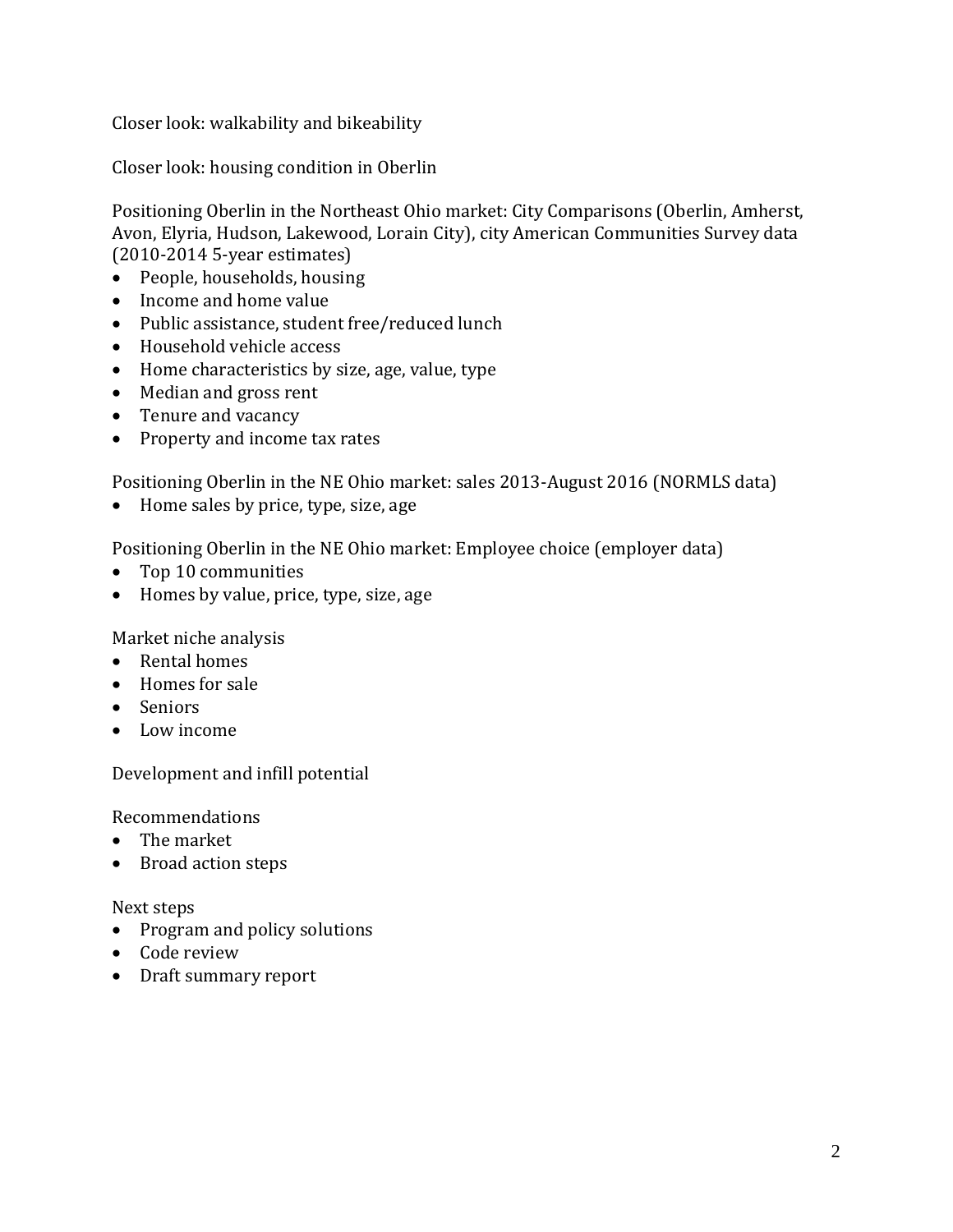Closer look: walkability and bikeability

Closer look: housing condition in Oberlin

Positioning Oberlin in the Northeast Ohio market: City Comparisons (Oberlin, Amherst, Avon, Elyria, Hudson, Lakewood, Lorain City), city American Communities Survey data (2010-2014 5-year estimates)

- People, households, housing
- Income and home value
- Public assistance, student free/reduced lunch
- Household vehicle access
- Home characteristics by size, age, value, type
- Median and gross rent
- Tenure and vacancy
- Property and income tax rates

Positioning Oberlin in the NE Ohio market: sales 2013-August 2016 (NORMLS data)

- Home sales by price, type, size, age

Positioning Oberlin in the NE Ohio market: Employee choice (employer data)

- Top 10 communities
- Homes by value, price, type, size, age

Market niche analysis

- Rental homes
- Homes for sale
- Seniors
- Low income

Development and infill potential

Recommendations

- The market
- Broad action steps

Next steps

- Program and policy solutions
- Code review
- Draft summary report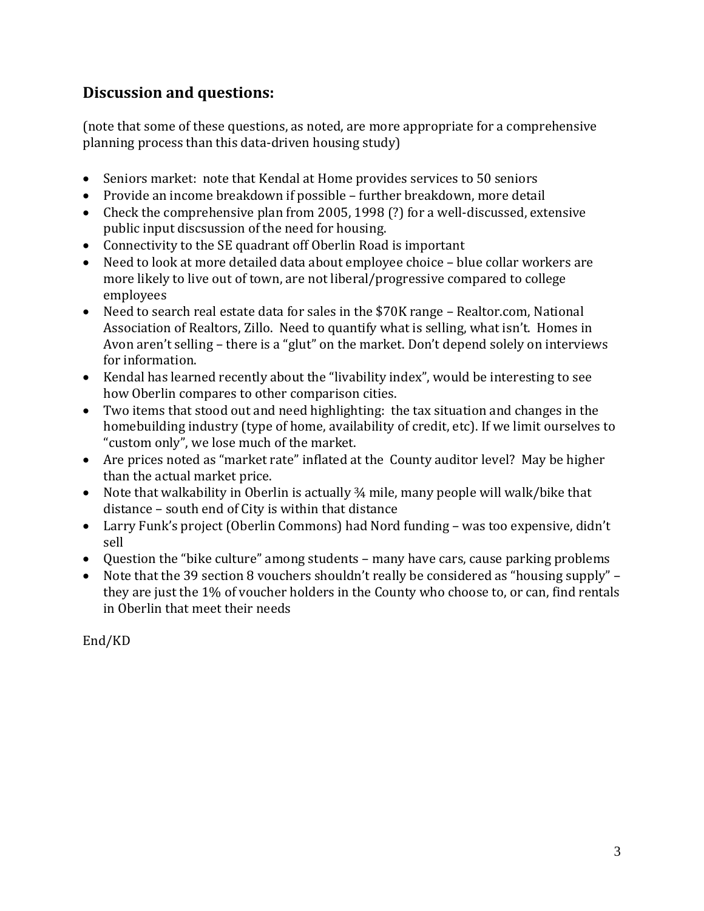## Discussion and questions:

(note that some of these questions, as noted, are more appropriate for a comprehensive planning process than this data-driven housing study)

- Seniors market: note that Kendal at Home provides services to 50 seniors
- Provide an income breakdown if possible – further breakdown, more detail
- Check the comprehensive plan from 2005, 1998 (?) for a well-discussed, extensive public input discsussion of the need for housing.
- Connectivity to the SE quadrant off Oberlin Road is important
- Need to look at more detailed data about employee choice – blue collar workers are more likely to live out of town, are not liberal/progressive compared to college employees
- Need to search real estate data for sales in the $70K range – Realtor.com, National Association of Realtors, Zillo. Need to quantify what is selling, what isn't. Homes in Avon aren't selling – there is a "glut" on the market. Don't depend solely on interviews for information.
- Kendal has learned recently about the "livability index", would be interesting to see how Oberlin compares to other comparison cities.
- Two items that stood out and need highlighting: the tax situation and changes in the homebuilding industry (type of home, availability of credit, etc). If we limit ourselves to "custom only", we lose much of the market.
- Are prices noted as "market rate" inflated at the County auditor level? May be higher than the actual market price.
- Note that walkability in Oberlin is actually ¾ mile, many people will walk/bike that distance – south end of City is within that distance
- Larry Funk's project (Oberlin Commons) had Nord funding – was too expensive, didn't sell
- Question the "bike culture" among students – many have cars, cause parking problems
- Note that the 39 section 8 vouchers shouldn't really be considered as "housing supply" – they are just the 1% of voucher holders in the County who choose to, or can, find rentals in Oberlin that meet their needs

End/KD